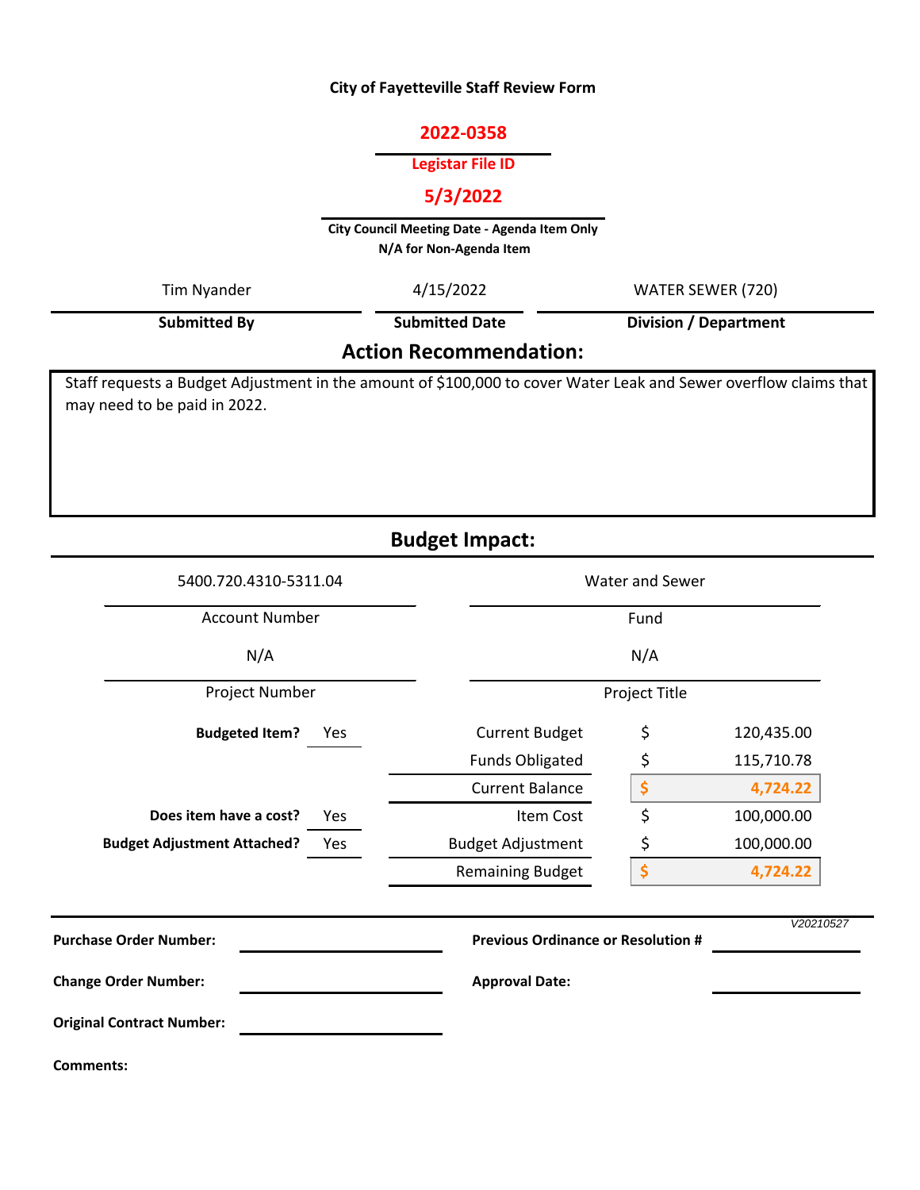# City of Fayetteville Staff Review Form

**2022-0358**

**Legistar File ID**

**5/3/2022**

**City Council Meeting Date - Agenda Item Only**
**N/A for Non-Agenda Item**

| Tim Nyander | 4/15/2022 | WATER SEWER (720) |
|---|---|---|
| **Submitted By** | **Submitted Date** | **Division / Department** |

## Action Recommendation:

Staff requests a Budget Adjustment in the amount of $100,000 to cover Water Leak and Sewer overflow claims that may need to be paid in 2022.

## Budget Impact:

| 5400.720.4310-5311.04 | Water and Sewer |
|---|---|
| Account Number | Fund |
| N/A | N/A |
| Project Number | Project Title |

| | | | | |
|---|---|---|---|---|
| **Budgeted Item?** | Yes | Current Budget | $ | 120,435.00 |
| | | Funds Obligated | $ | 115,710.78 |
| | | Current Balance | $ | 4,724.22 |
| **Does item have a cost?** | Yes | Item Cost | $ | 100,000.00 |
| **Budget Adjustment Attached?** | Yes | Budget Adjustment | $ | 100,000.00 |
| | | Remaining Budget | $ | 4,724.22 |

*V20210527*

**Purchase Order Number:**

**Previous Ordinance or Resolution #**

**Change Order Number:**

**Approval Date:**

**Original Contract Number:**

**Comments:**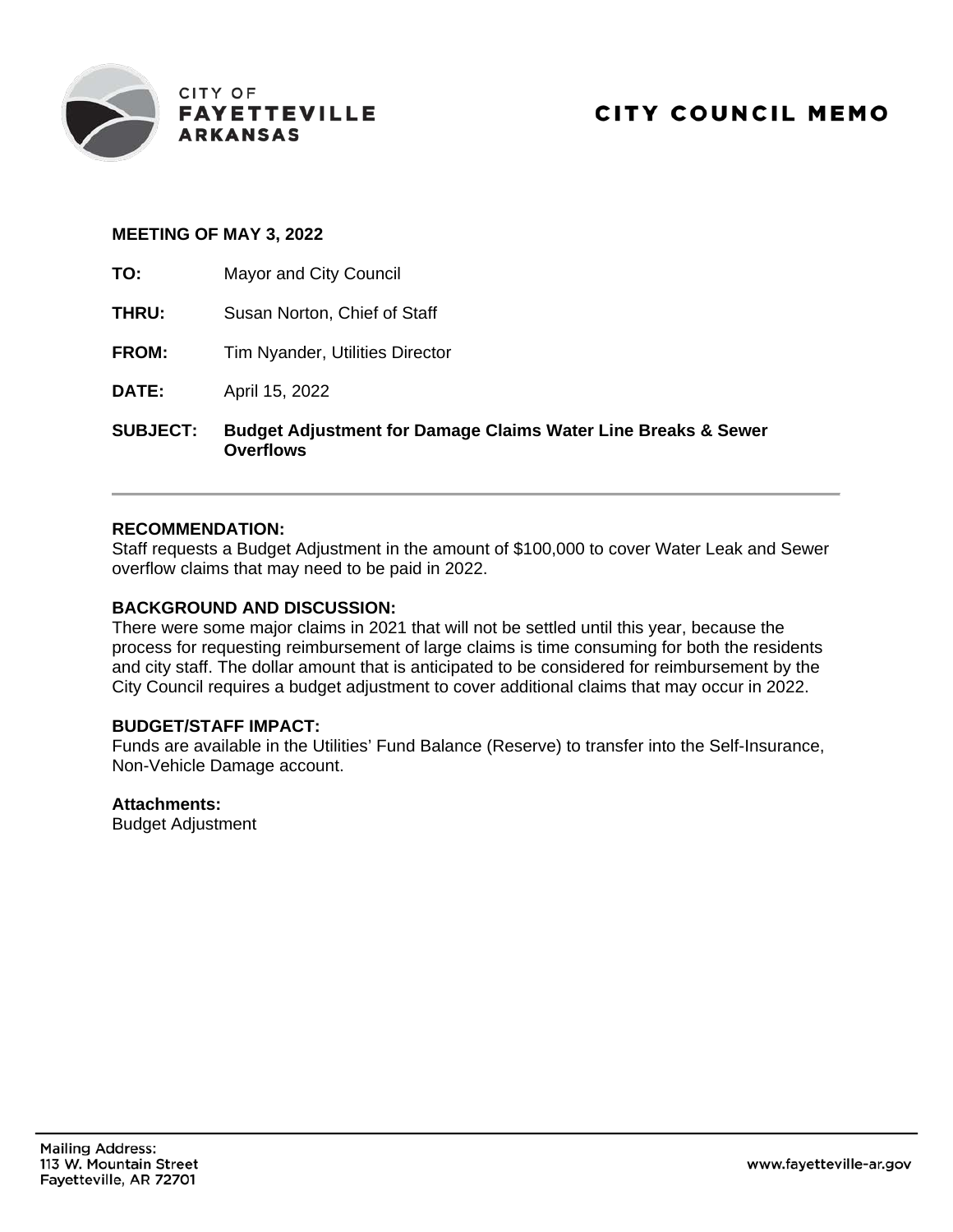CITY OF
**FAYETTEVILLE**
**ARKANSAS**

# CITY COUNCIL MEMO

**MEETING OF MAY 3, 2022**

**TO:** Mayor and City Council

**THRU:** Susan Norton, Chief of Staff

**FROM:** Tim Nyander, Utilities Director

**DATE:** April 15, 2022

**SUBJECT:** **Budget Adjustment for Damage Claims Water Line Breaks & Sewer Overflows**

---

**RECOMMENDATION:**
Staff requests a Budget Adjustment in the amount of $100,000 to cover Water Leak and Sewer overflow claims that may need to be paid in 2022.

**BACKGROUND AND DISCUSSION:**
There were some major claims in 2021 that will not be settled until this year, because the process for requesting reimbursement of large claims is time consuming for both the residents and city staff. The dollar amount that is anticipated to be considered for reimbursement by the City Council requires a budget adjustment to cover additional claims that may occur in 2022.

**BUDGET/STAFF IMPACT:**
Funds are available in the Utilities' Fund Balance (Reserve) to transfer into the Self-Insurance, Non-Vehicle Damage account.

**Attachments:**
Budget Adjustment

Mailing Address:
113 W. Mountain Street
Fayetteville, AR 72701

www.fayetteville-ar.gov